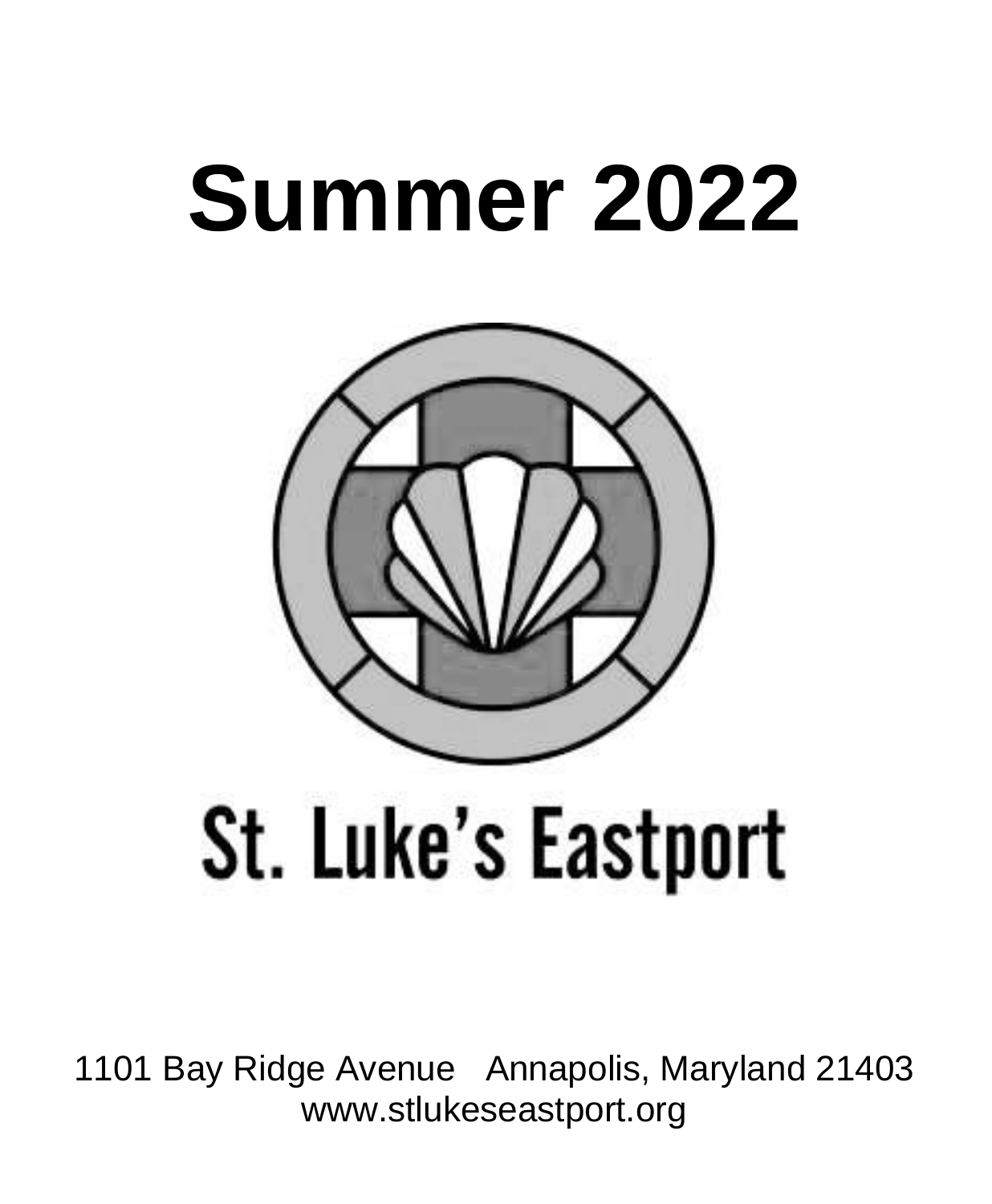# Summer 2022

St. Luke's Eastport

1101 Bay Ridge Avenue Annapolis, Maryland 21403
www.stlukeseastport.org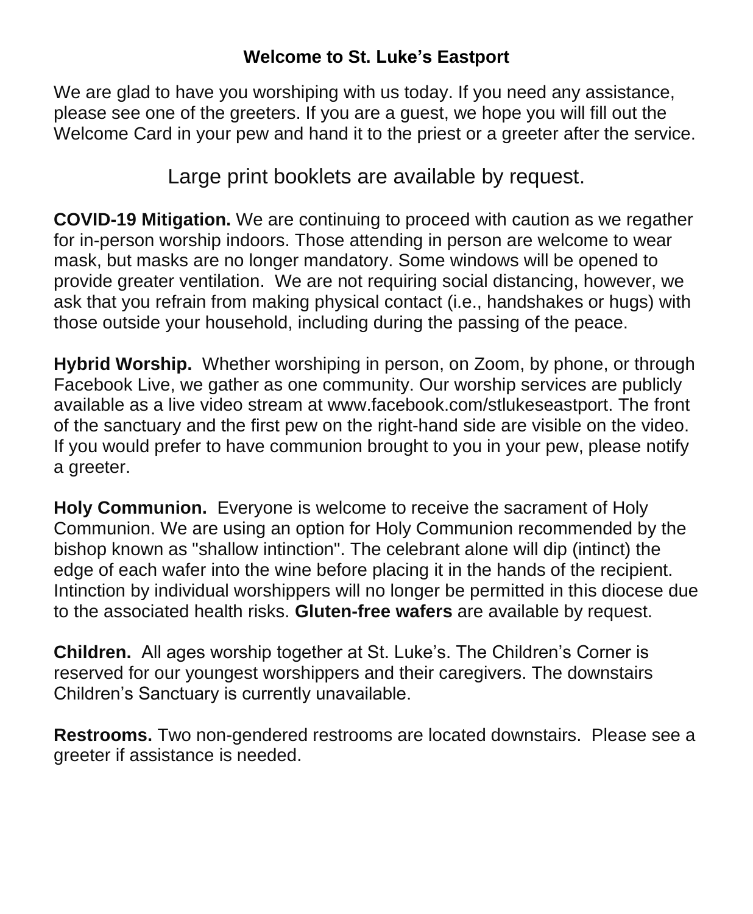## Welcome to St. Luke's Eastport

We are glad to have you worshiping with us today. If you need any assistance, please see one of the greeters. If you are a guest, we hope you will fill out the Welcome Card in your pew and hand it to the priest or a greeter after the service.

Large print booklets are available by request.

**COVID-19 Mitigation.** We are continuing to proceed with caution as we regather for in-person worship indoors. Those attending in person are welcome to wear mask, but masks are no longer mandatory. Some windows will be opened to provide greater ventilation. We are not requiring social distancing, however, we ask that you refrain from making physical contact (i.e., handshakes or hugs) with those outside your household, including during the passing of the peace.

**Hybrid Worship.** Whether worshiping in person, on Zoom, by phone, or through Facebook Live, we gather as one community. Our worship services are publicly available as a live video stream at www.facebook.com/stlukeseastport. The front of the sanctuary and the first pew on the right-hand side are visible on the video. If you would prefer to have communion brought to you in your pew, please notify a greeter.

**Holy Communion.** Everyone is welcome to receive the sacrament of Holy Communion. We are using an option for Holy Communion recommended by the bishop known as "shallow intinction". The celebrant alone will dip (intinct) the edge of each wafer into the wine before placing it in the hands of the recipient. Intinction by individual worshippers will no longer be permitted in this diocese due to the associated health risks. **Gluten-free wafers** are available by request.

**Children.** All ages worship together at St. Luke's. The Children's Corner is reserved for our youngest worshippers and their caregivers. The downstairs Children's Sanctuary is currently unavailable.

**Restrooms.** Two non-gendered restrooms are located downstairs. Please see a greeter if assistance is needed.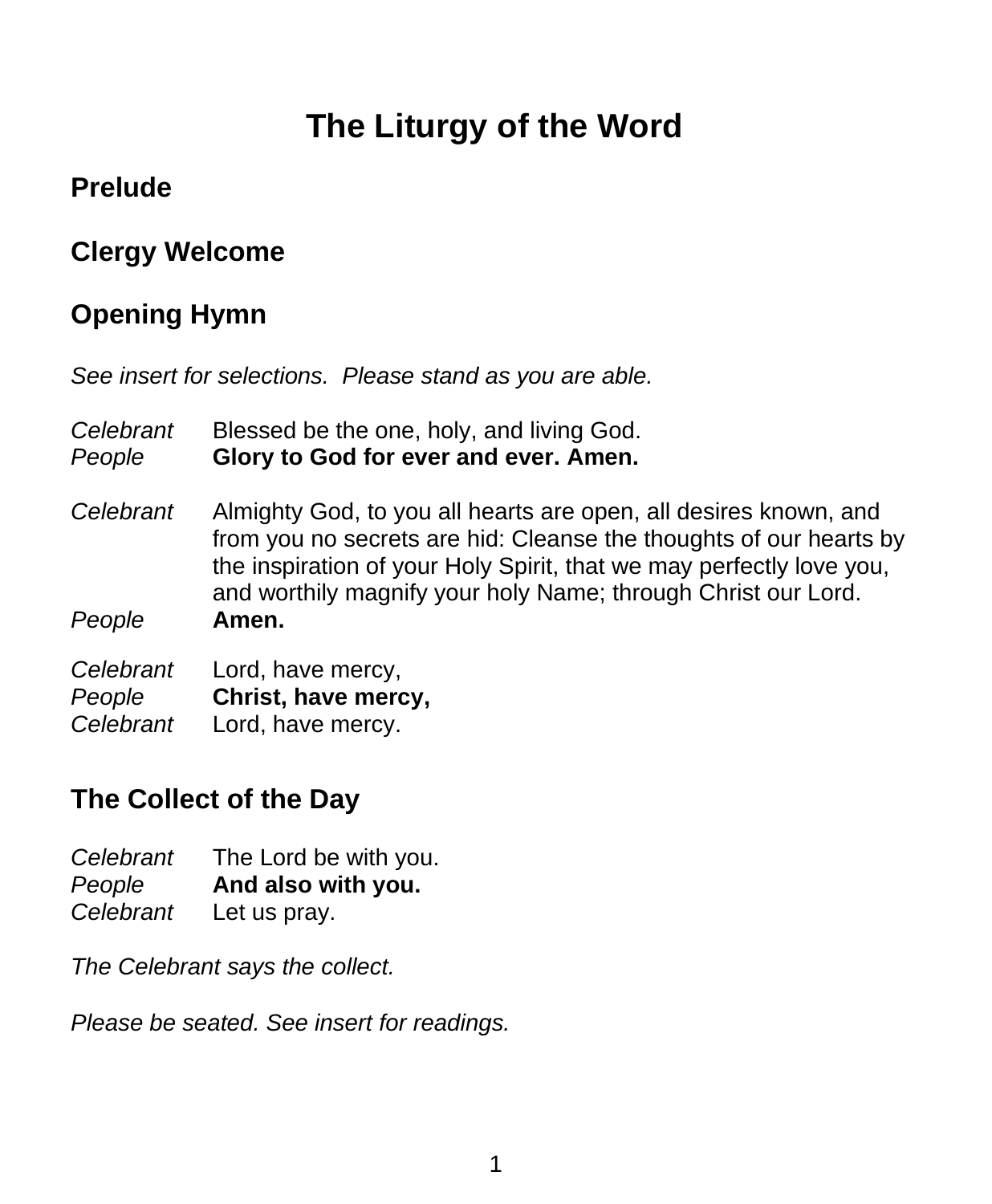# The Liturgy of the Word

## Prelude

## Clergy Welcome

## Opening Hymn

*See insert for selections. Please stand as you are able.*

*Celebrant* Blessed be the one, holy, and living God.
*People* **Glory to God for ever and ever. Amen.**

*Celebrant* Almighty God, to you all hearts are open, all desires known, and from you no secrets are hid: Cleanse the thoughts of our hearts by the inspiration of your Holy Spirit, that we may perfectly love you, and worthily magnify your holy Name; through Christ our Lord.
*People* **Amen.**

*Celebrant* Lord, have mercy,
*People* **Christ, have mercy,**
*Celebrant* Lord, have mercy.

## The Collect of the Day

*Celebrant* The Lord be with you.
*People* **And also with you.**
*Celebrant* Let us pray.

*The Celebrant says the collect.*

*Please be seated. See insert for readings.*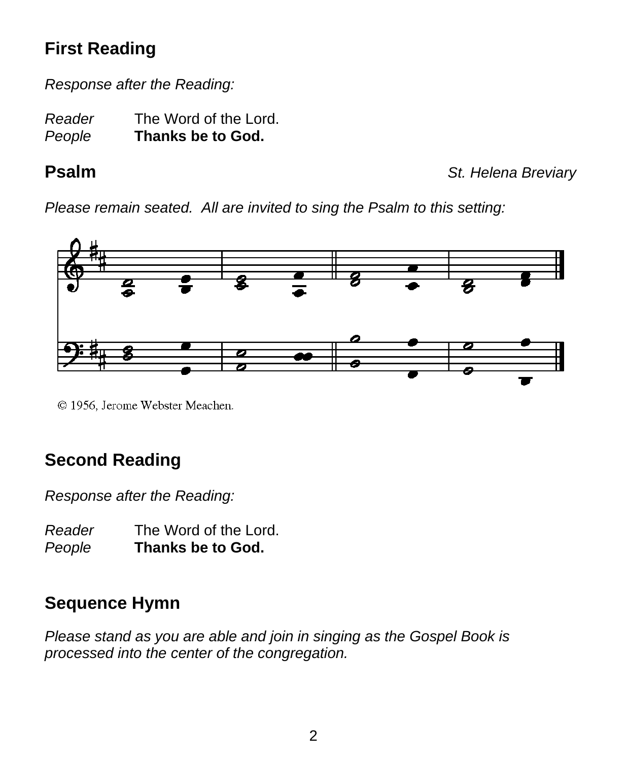## First Reading

*Response after the Reading:*

*Reader* The Word of the Lord.
*People* **Thanks be to God.**

## Psalm

*St. Helena Breviary*

*Please remain seated. All are invited to sing the Psalm to this setting:*

© 1956, Jerome Webster Meachen.

## Second Reading

*Response after the Reading:*

*Reader* The Word of the Lord.
*People* **Thanks be to God.**

## Sequence Hymn

*Please stand as you are able and join in singing as the Gospel Book is processed into the center of the congregation.*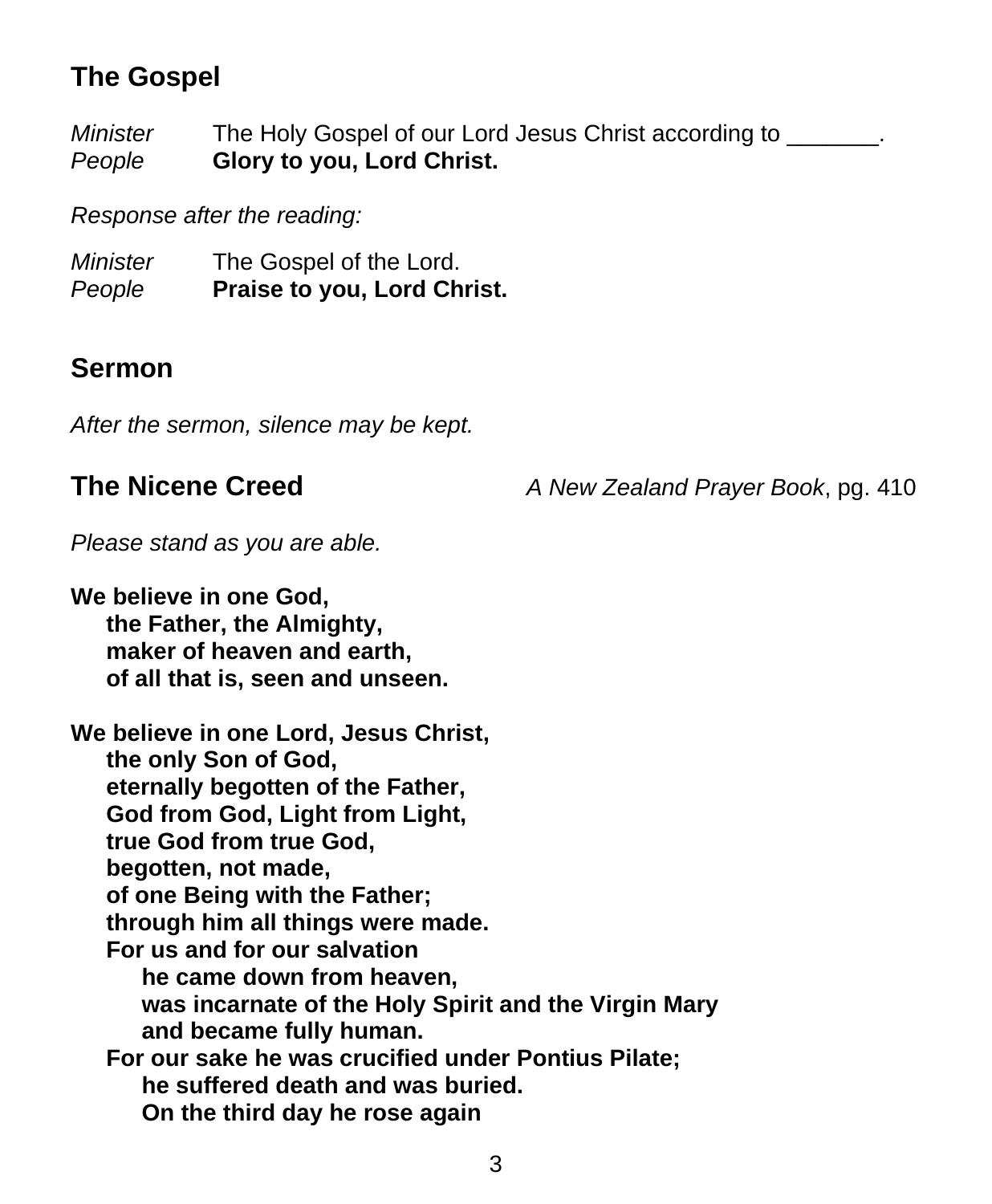## The Gospel

*Minister* The Holy Gospel of our Lord Jesus Christ according to _______.
*People* **Glory to you, Lord Christ.**

*Response after the reading:*

*Minister* The Gospel of the Lord.
*People* **Praise to you, Lord Christ.**

## Sermon

*After the sermon, silence may be kept.*

## The Nicene Creed

*A New Zealand Prayer Book*, pg. 410

*Please stand as you are able.*

**We believe in one God,**
**the Father, the Almighty,**
**maker of heaven and earth,**
**of all that is, seen and unseen.**

**We believe in one Lord, Jesus Christ,**
**the only Son of God,**
**eternally begotten of the Father,**
**God from God, Light from Light,**
**true God from true God,**
**begotten, not made,**
**of one Being with the Father;**
**through him all things were made.**
**For us and for our salvation**
**he came down from heaven,**
**was incarnate of the Holy Spirit and the Virgin Mary**
**and became fully human.**
**For our sake he was crucified under Pontius Pilate;**
**he suffered death and was buried.**
**On the third day he rose again**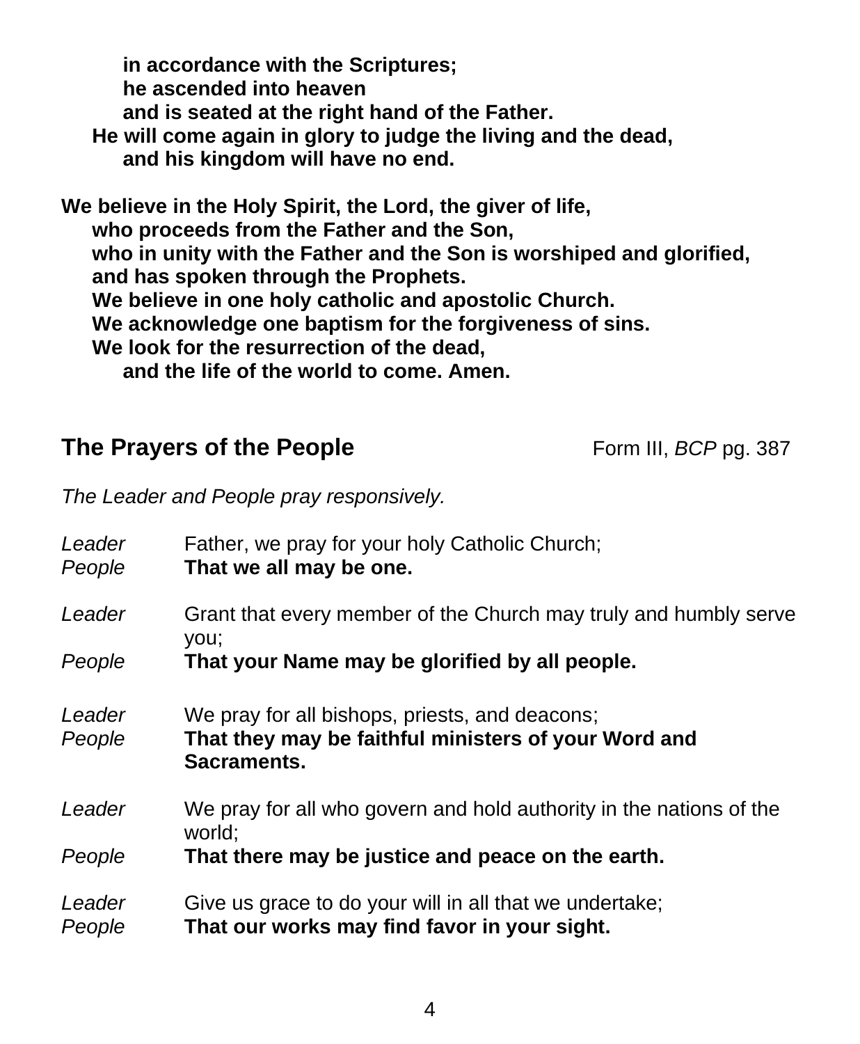**in accordance with the Scriptures;**
**he ascended into heaven**
**and is seated at the right hand of the Father.**
**He will come again in glory to judge the living and the dead,**
**and his kingdom will have no end.**

**We believe in the Holy Spirit, the Lord, the giver of life,**
**who proceeds from the Father and the Son,**
**who in unity with the Father and the Son is worshiped and glorified,**
**and has spoken through the Prophets.**
**We believe in one holy catholic and apostolic Church.**
**We acknowledge one baptism for the forgiveness of sins.**
**We look for the resurrection of the dead,**
**and the life of the world to come. Amen.**

## The Prayers of the People

Form III, *BCP* pg. 387

*The Leader and People pray responsively.*

*Leader* Father, we pray for your holy Catholic Church;
*People* **That we all may be one.**

*Leader* Grant that every member of the Church may truly and humbly serve you;
*People* **That your Name may be glorified by all people.**

*Leader* We pray for all bishops, priests, and deacons;
*People* **That they may be faithful ministers of your Word and Sacraments.**

*Leader* We pray for all who govern and hold authority in the nations of the world;
*People* **That there may be justice and peace on the earth.**

*Leader* Give us grace to do your will in all that we undertake;
*People* **That our works may find favor in your sight.**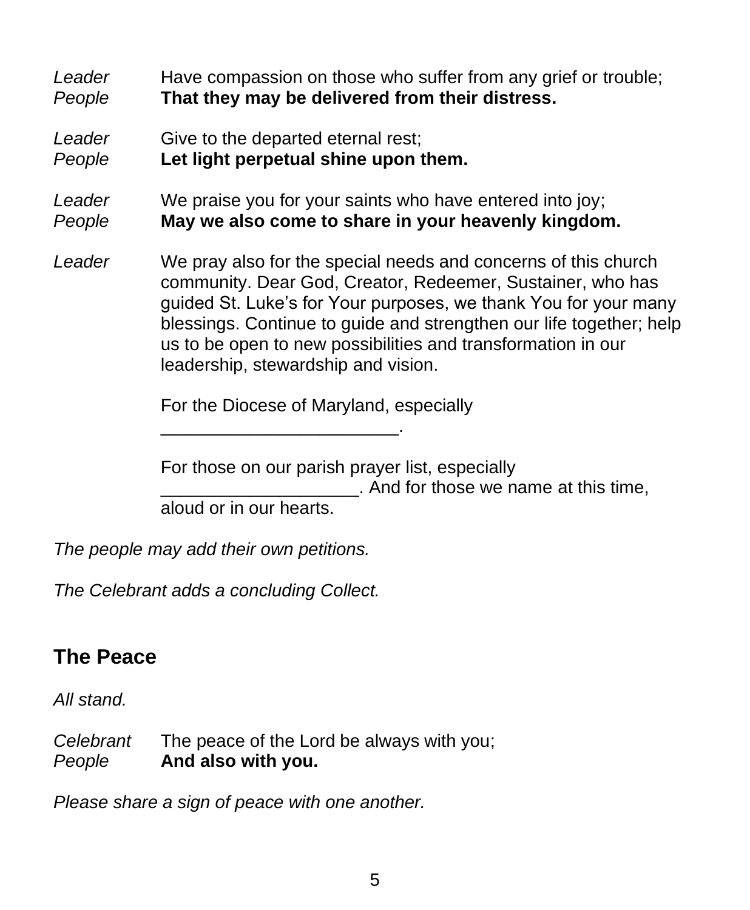*Leader* Have compassion on those who suffer from any grief or trouble;
*People* **That they may be delivered from their distress.**

*Leader* Give to the departed eternal rest;
*People* **Let light perpetual shine upon them.**

*Leader* We praise you for your saints who have entered into joy;
*People* **May we also come to share in your heavenly kingdom.**

*Leader* We pray also for the special needs and concerns of this church community. Dear God, Creator, Redeemer, Sustainer, who has guided St. Luke's for Your purposes, we thank You for your many blessings. Continue to guide and strengthen our life together; help us to be open to new possibilities and transformation in our leadership, stewardship and vision.

For the Diocese of Maryland, especially ________________________.

For those on our parish prayer list, especially ____________________. And for those we name at this time, aloud or in our hearts.

*The people may add their own petitions.*

*The Celebrant adds a concluding Collect.*

## The Peace

*All stand.*

*Celebrant* The peace of the Lord be always with you;
*People* **And also with you.**

*Please share a sign of peace with one another.*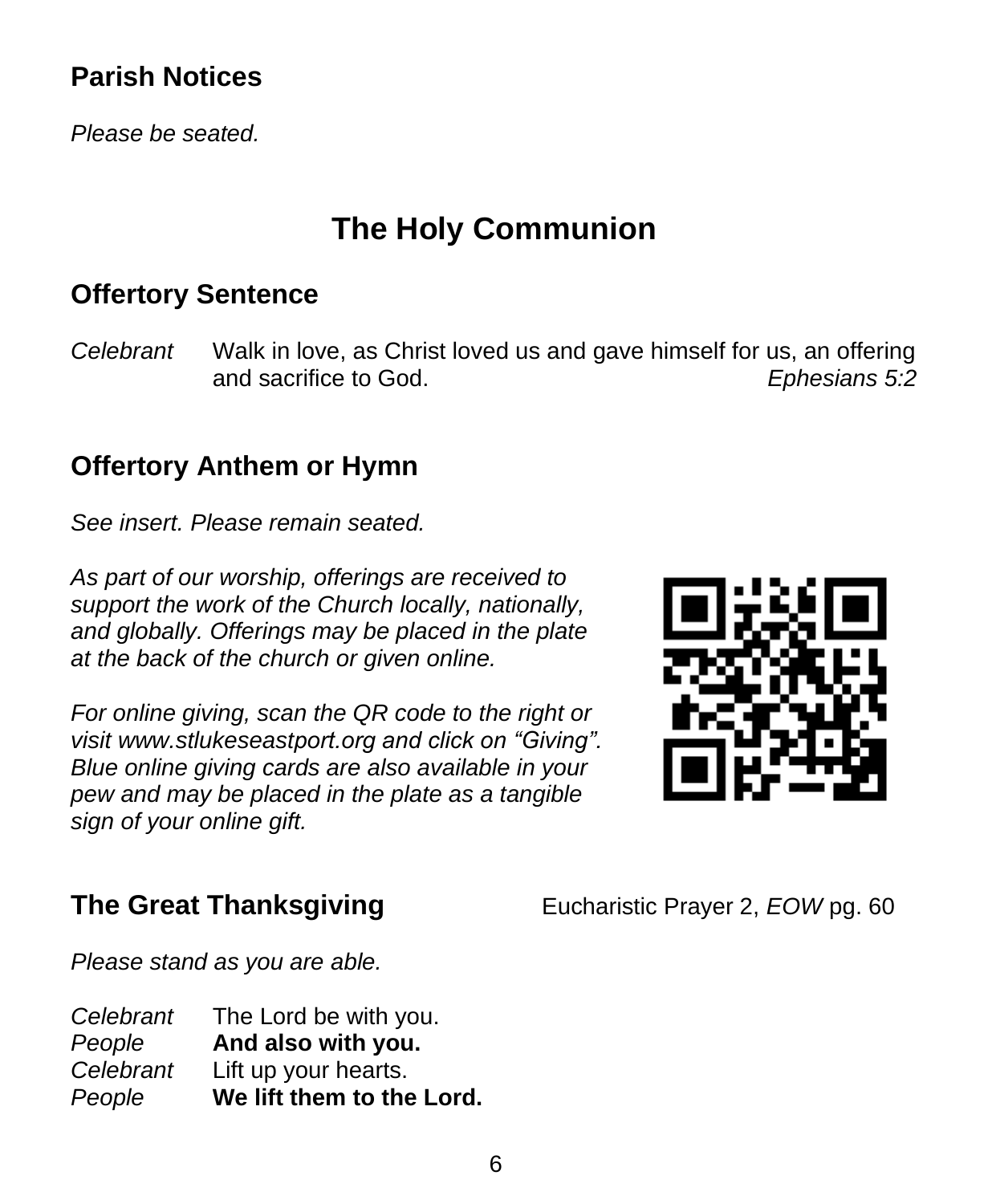## Parish Notices

*Please be seated.*

# The Holy Communion

## Offertory Sentence

*Celebrant* Walk in love, as Christ loved us and gave himself for us, an offering and sacrifice to God. *Ephesians 5:2*

## Offertory Anthem or Hymn

*See insert. Please remain seated.*

*As part of our worship, offerings are received to support the work of the Church locally, nationally, and globally. Offerings may be placed in the plate at the back of the church or given online.*

*For online giving, scan the QR code to the right or visit www.stlukeseastport.org and click on "Giving". Blue online giving cards are also available in your pew and may be placed in the plate as a tangible sign of your online gift.*

## The Great Thanksgiving

Eucharistic Prayer 2, *EOW* pg. 60

*Please stand as you are able.*

*Celebrant* The Lord be with you.
*People* **And also with you.**
*Celebrant* Lift up your hearts.
*People* **We lift them to the Lord.**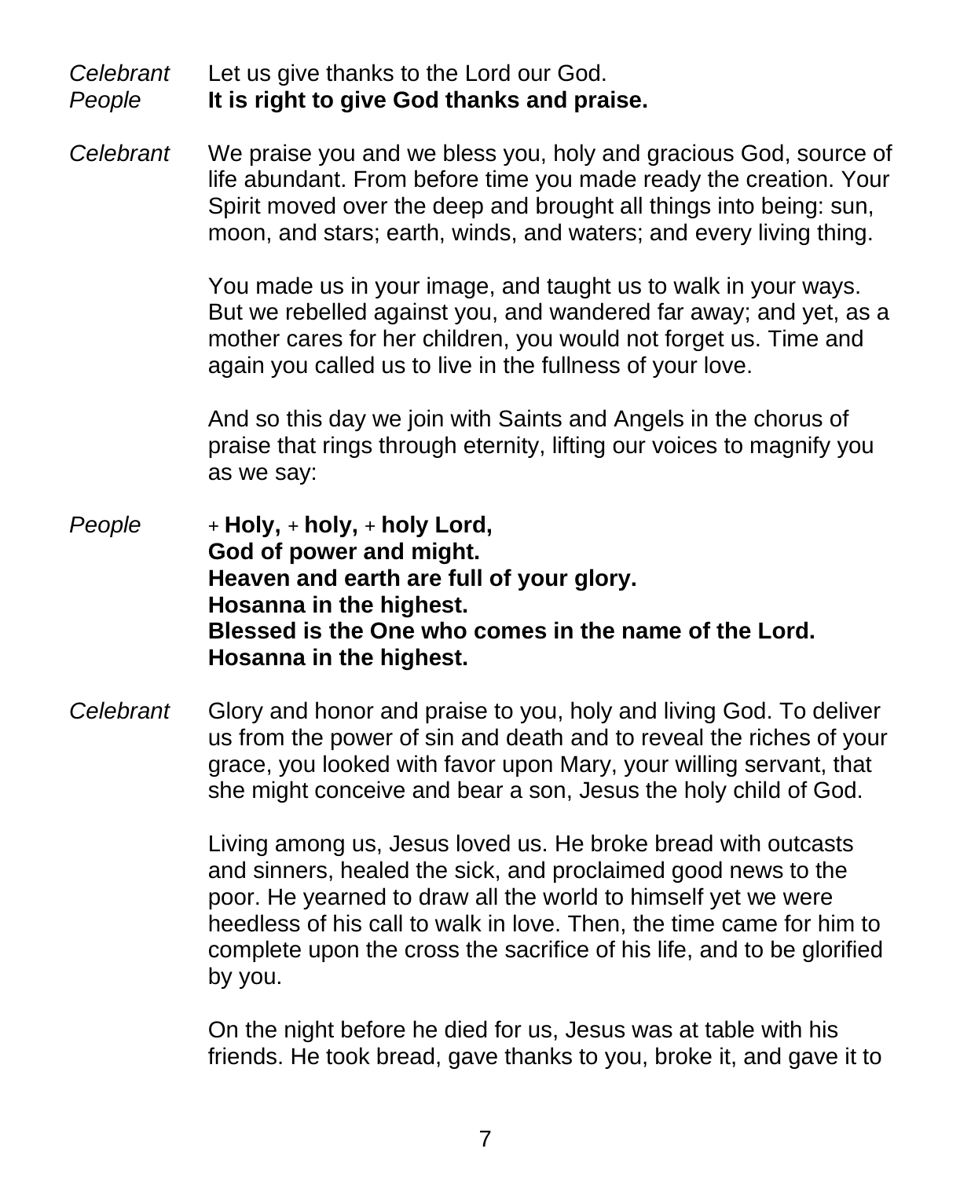*Celebrant* Let us give thanks to the Lord our God.
*People* **It is right to give God thanks and praise.**

*Celebrant* We praise you and we bless you, holy and gracious God, source of life abundant. From before time you made ready the creation. Your Spirit moved over the deep and brought all things into being: sun, moon, and stars; earth, winds, and waters; and every living thing.

You made us in your image, and taught us to walk in your ways. But we rebelled against you, and wandered far away; and yet, as a mother cares for her children, you would not forget us. Time and again you called us to live in the fullness of your love.

And so this day we join with Saints and Angels in the chorus of praise that rings through eternity, lifting our voices to magnify you as we say:

*People* + **Holy,** + **holy,** + **holy Lord,**
**God of power and might.**
**Heaven and earth are full of your glory.**
**Hosanna in the highest.**
**Blessed is the One who comes in the name of the Lord.**
**Hosanna in the highest.**

*Celebrant* Glory and honor and praise to you, holy and living God. To deliver us from the power of sin and death and to reveal the riches of your grace, you looked with favor upon Mary, your willing servant, that she might conceive and bear a son, Jesus the holy child of God.

Living among us, Jesus loved us. He broke bread with outcasts and sinners, healed the sick, and proclaimed good news to the poor. He yearned to draw all the world to himself yet we were heedless of his call to walk in love. Then, the time came for him to complete upon the cross the sacrifice of his life, and to be glorified by you.

On the night before he died for us, Jesus was at table with his friends. He took bread, gave thanks to you, broke it, and gave it to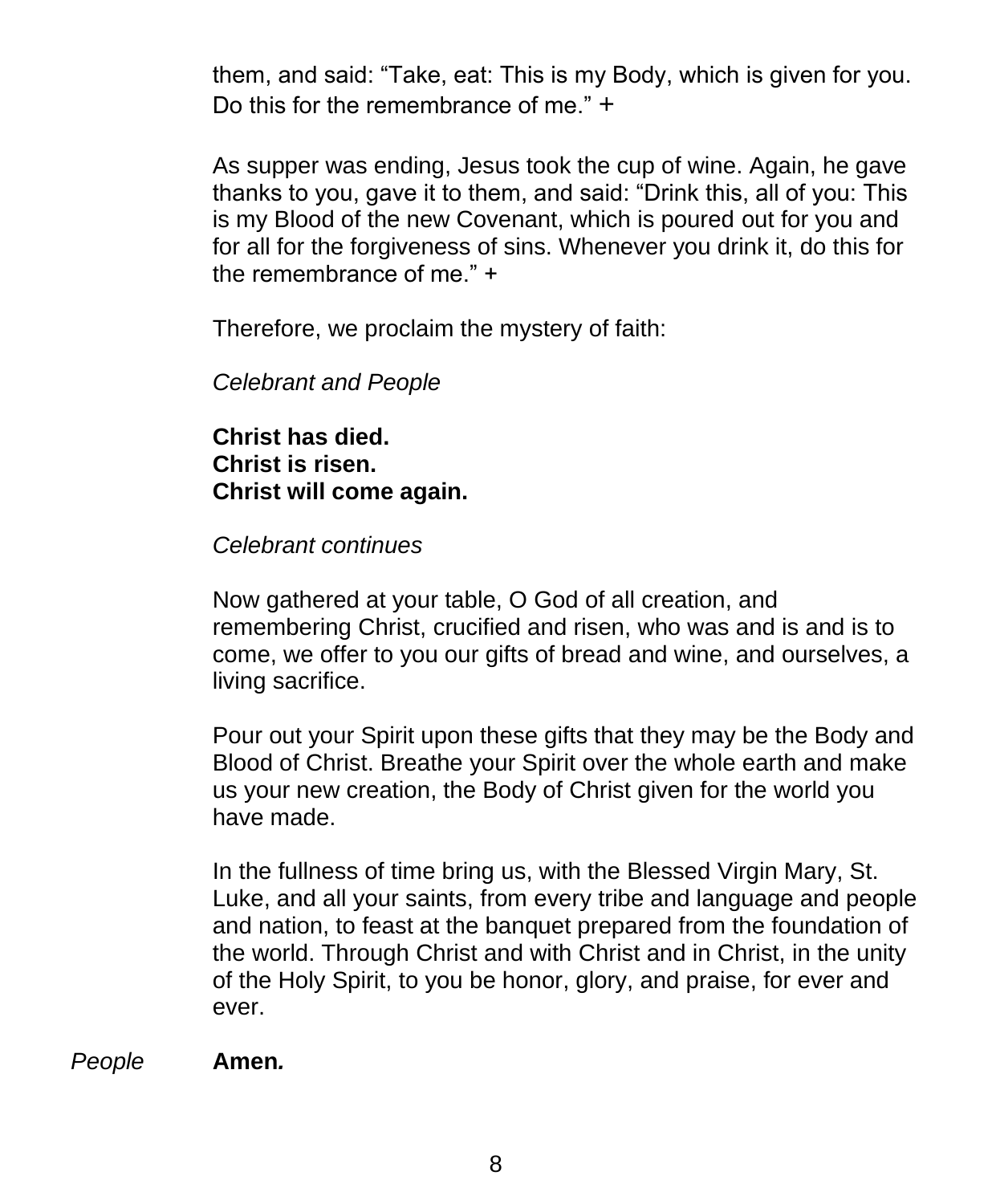them, and said: “Take, eat: This is my Body, which is given for you. Do this for the remembrance of me.” +

As supper was ending, Jesus took the cup of wine. Again, he gave thanks to you, gave it to them, and said: “Drink this, all of you: This is my Blood of the new Covenant, which is poured out for you and for all for the forgiveness of sins. Whenever you drink it, do this for the remembrance of me.” +

Therefore, we proclaim the mystery of faith:

*Celebrant and People*

**Christ has died.**
**Christ is risen.**
**Christ will come again.**

*Celebrant continues*

Now gathered at your table, O God of all creation, and remembering Christ, crucified and risen, who was and is and is to come, we offer to you our gifts of bread and wine, and ourselves, a living sacrifice.

Pour out your Spirit upon these gifts that they may be the Body and Blood of Christ. Breathe your Spirit over the whole earth and make us your new creation, the Body of Christ given for the world you have made.

In the fullness of time bring us, with the Blessed Virgin Mary, St. Luke, and all your saints, from every tribe and language and people and nation, to feast at the banquet prepared from the foundation of the world. Through Christ and with Christ and in Christ, in the unity of the Holy Spirit, to you be honor, glory, and praise, for ever and ever.

*People* **Amen.**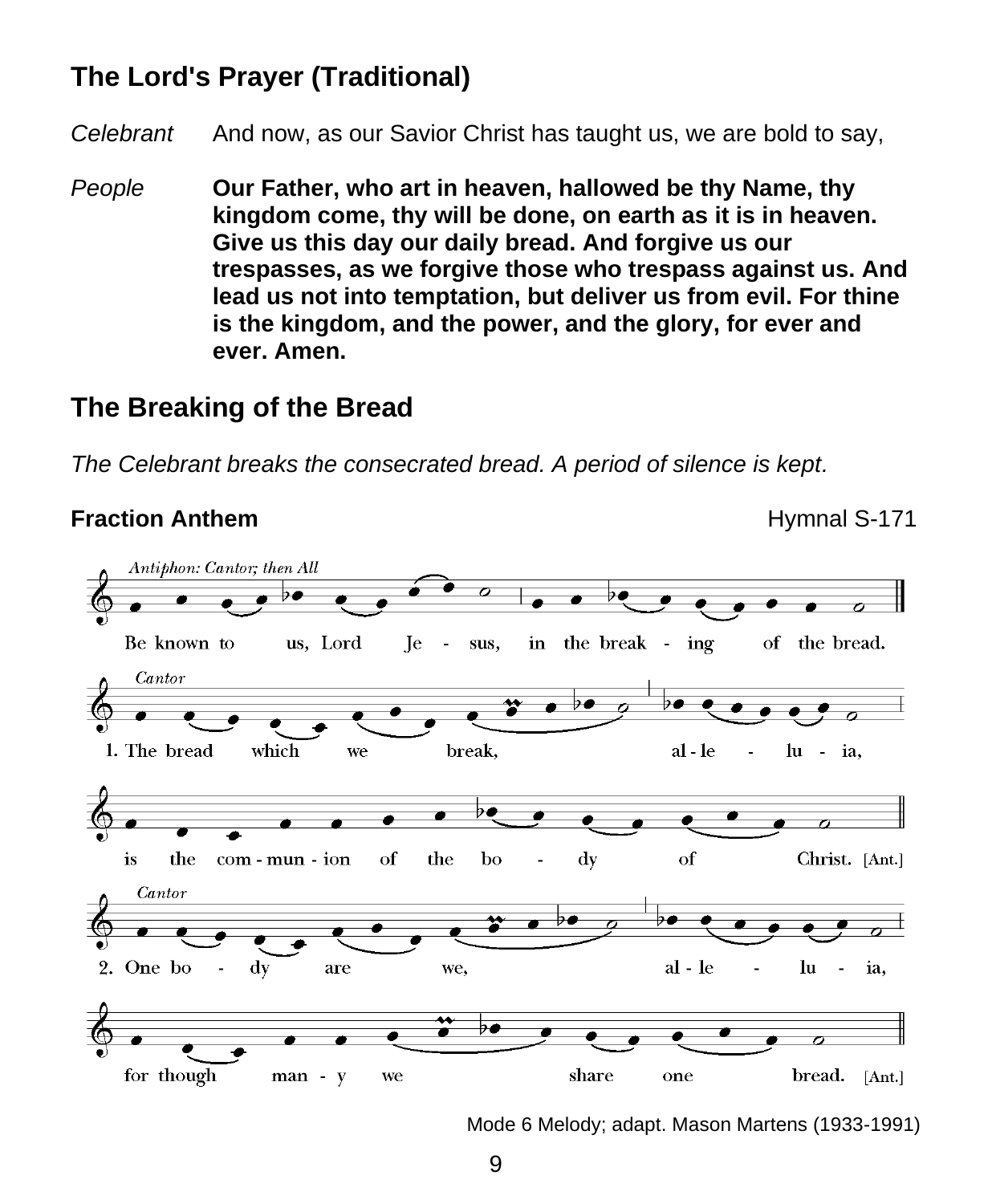## The Lord's Prayer (Traditional)

*Celebrant* And now, as our Savior Christ has taught us, we are bold to say,

*People* **Our Father, who art in heaven, hallowed be thy Name, thy kingdom come, thy will be done, on earth as it is in heaven. Give us this day our daily bread. And forgive us our trespasses, as we forgive those who trespass against us. And lead us not into temptation, but deliver us from evil. For thine is the kingdom, and the power, and the glory, for ever and ever. Amen.**

## The Breaking of the Bread

*The Celebrant breaks the consecrated bread. A period of silence is kept.*

**Fraction Anthem** Hymnal S-171

*Antiphon: Cantor; then All*

Be known to us, Lord Je - sus, in the break - ing of the bread.

*Cantor*

1. The bread which we break, al - le - lu - ia, is the com - mun - ion of the bo - dy of Christ. [Ant.]

*Cantor*

2. One bo - dy are we, al - le - lu - ia, for though man - y we share one bread. [Ant.]

Mode 6 Melody; adapt. Mason Martens (1933-1991)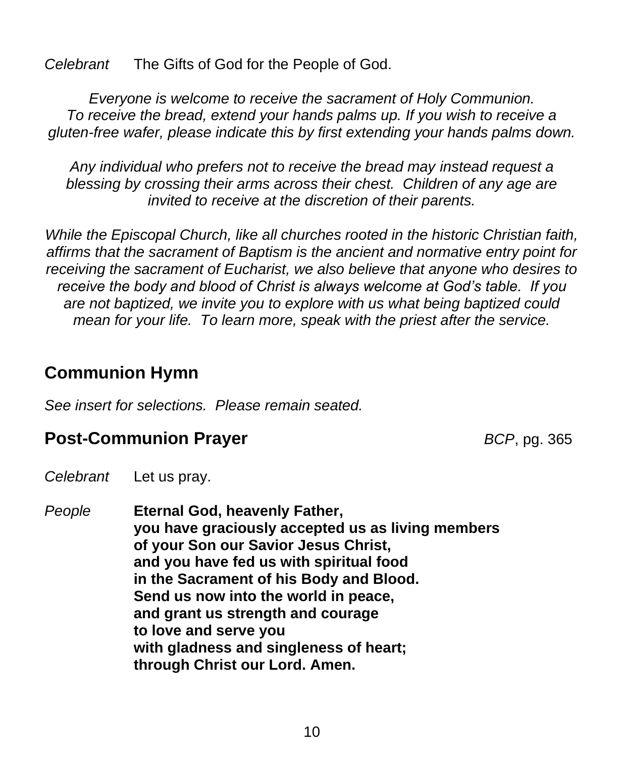*Celebrant* The Gifts of God for the People of God.

*Everyone is welcome to receive the sacrament of Holy Communion. To receive the bread, extend your hands palms up. If you wish to receive a gluten-free wafer, please indicate this by first extending your hands palms down.*

*Any individual who prefers not to receive the bread may instead request a blessing by crossing their arms across their chest. Children of any age are invited to receive at the discretion of their parents.*

*While the Episcopal Church, like all churches rooted in the historic Christian faith, affirms that the sacrament of Baptism is the ancient and normative entry point for receiving the sacrament of Eucharist, we also believe that anyone who desires to receive the body and blood of Christ is always welcome at God's table. If you are not baptized, we invite you to explore with us what being baptized could mean for your life. To learn more, speak with the priest after the service.*

## Communion Hymn

*See insert for selections. Please remain seated.*

## Post-Communion Prayer

*BCP*, pg. 365

*Celebrant* Let us pray.

*People* **Eternal God, heavenly Father,
you have graciously accepted us as living members
of your Son our Savior Jesus Christ,
and you have fed us with spiritual food
in the Sacrament of his Body and Blood.
Send us now into the world in peace,
and grant us strength and courage
to love and serve you
with gladness and singleness of heart;
through Christ our Lord. Amen.**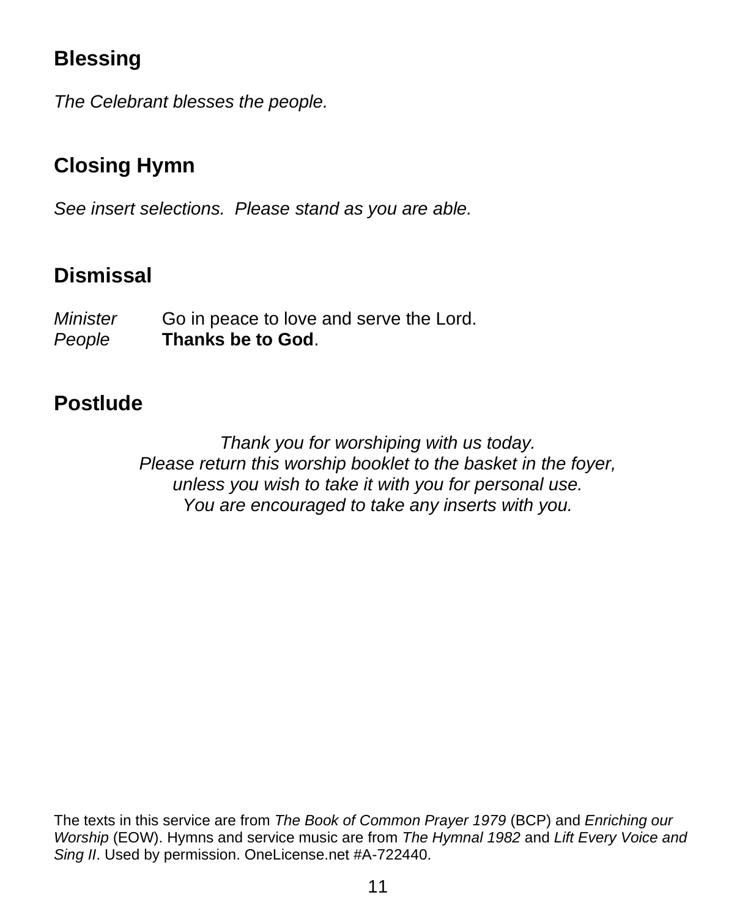## Blessing

*The Celebrant blesses the people.*

## Closing Hymn

*See insert selections. Please stand as you are able.*

## Dismissal

*Minister* Go in peace to love and serve the Lord.
*People* **Thanks be to God**.

## Postlude

*Thank you for worshiping with us today.*
*Please return this worship booklet to the basket in the foyer,*
*unless you wish to take it with you for personal use.*
*You are encouraged to take any inserts with you.*

The texts in this service are from *The Book of Common Prayer 1979* (BCP) and *Enriching our Worship* (EOW). Hymns and service music are from *The Hymnal 1982* and *Lift Every Voice and Sing II*. Used by permission. OneLicense.net #A-722440.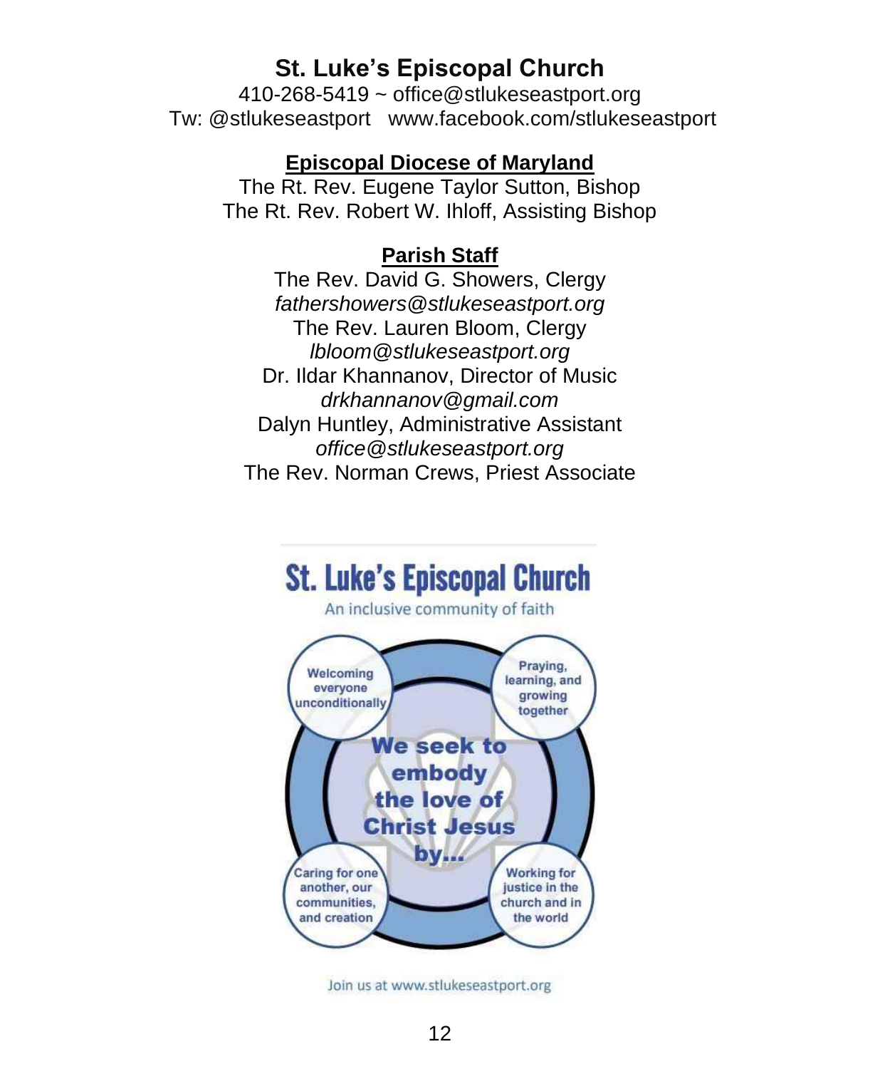# St. Luke's Episcopal Church

410-268-5419 ~ office@stlukeseastport.org
Tw: @stlukeseastport www.facebook.com/stlukeseastport

## Episcopal Diocese of Maryland

The Rt. Rev. Eugene Taylor Sutton, Bishop
The Rt. Rev. Robert W. Ihloff, Assisting Bishop

## Parish Staff

The Rev. David G. Showers, Clergy
*fathershowers@stlukeseastport.org*
The Rev. Lauren Bloom, Clergy
*lbloom@stlukeseastport.org*
Dr. Ildar Khannanov, Director of Music
*drkhannanov@gmail.com*
Dalyn Huntley, Administrative Assistant
*office@stlukeseastport.org*
The Rev. Norman Crews, Priest Associate

St. Luke's Episcopal Church

An inclusive community of faith

We seek to embody the love of Christ Jesus by...

Welcoming everyone unconditionally

Praying, learning, and growing together

Caring for one another, our communities, and creation

Working for justice in the church and in the world

Join us at www.stlukeseastport.org